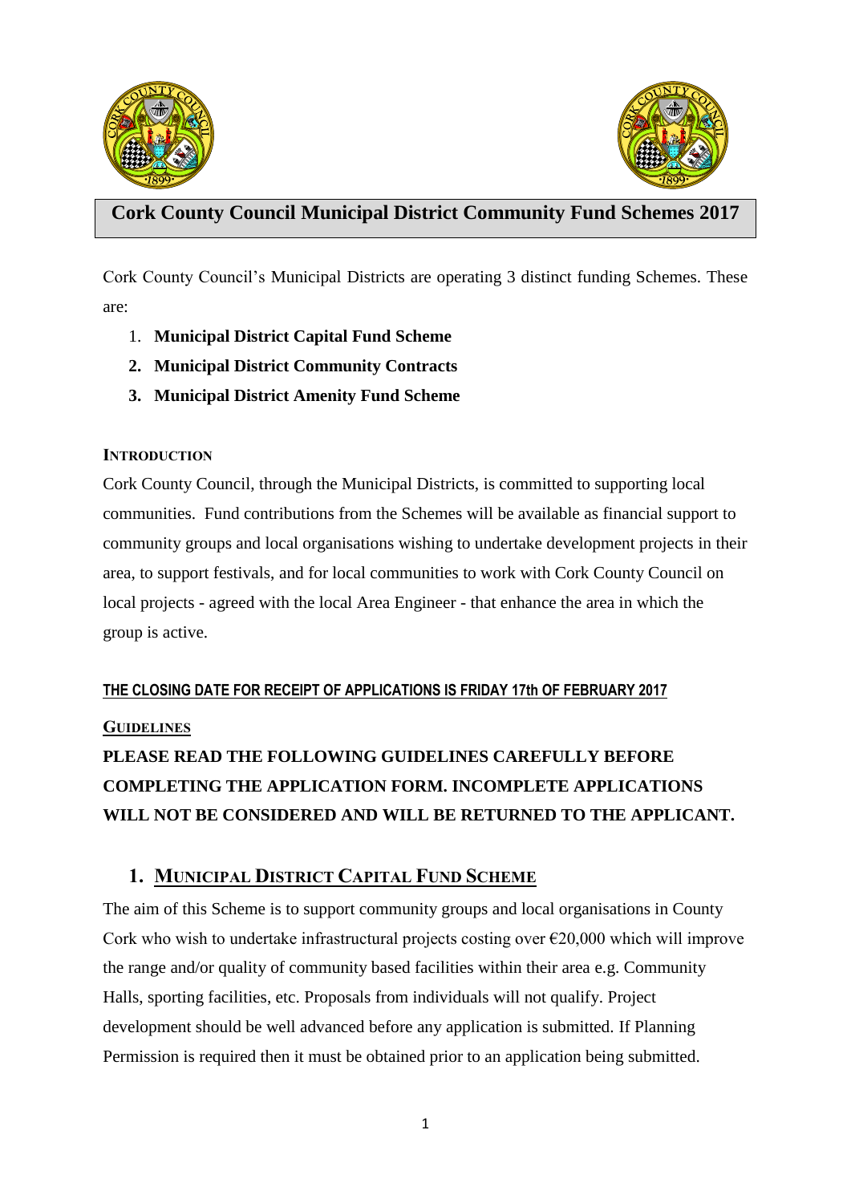# Cork County Council Municipal District Community Fund Schemes 2017

Cork County Council's Municipal Districts are operating 3 distinct funding Schemes. These are:

1. **Municipal District Capital Fund Scheme**
2. **Municipal District Community Contracts**
3. **Municipal District Amenity Fund Scheme**

### INTRODUCTION

Cork County Council, through the Municipal Districts, is committed to supporting local communities. Fund contributions from the Schemes will be available as financial support to community groups and local organisations wishing to undertake development projects in their area, to support festivals, and for local communities to work with Cork County Council on local projects - agreed with the local Area Engineer - that enhance the area in which the group is active.

**THE CLOSING DATE FOR RECEIPT OF APPLICATIONS IS FRIDAY 17th OF FEBRUARY 2017**

### GUIDELINES

**PLEASE READ THE FOLLOWING GUIDELINES CAREFULLY BEFORE COMPLETING THE APPLICATION FORM. INCOMPLETE APPLICATIONS WILL NOT BE CONSIDERED AND WILL BE RETURNED TO THE APPLICANT.**

## 1. MUNICIPAL DISTRICT CAPITAL FUND SCHEME

The aim of this Scheme is to support community groups and local organisations in County Cork who wish to undertake infrastructural projects costing over €20,000 which will improve the range and/or quality of community based facilities within their area e.g. Community Halls, sporting facilities, etc. Proposals from individuals will not qualify. Project development should be well advanced before any application is submitted. If Planning Permission is required then it must be obtained prior to an application being submitted.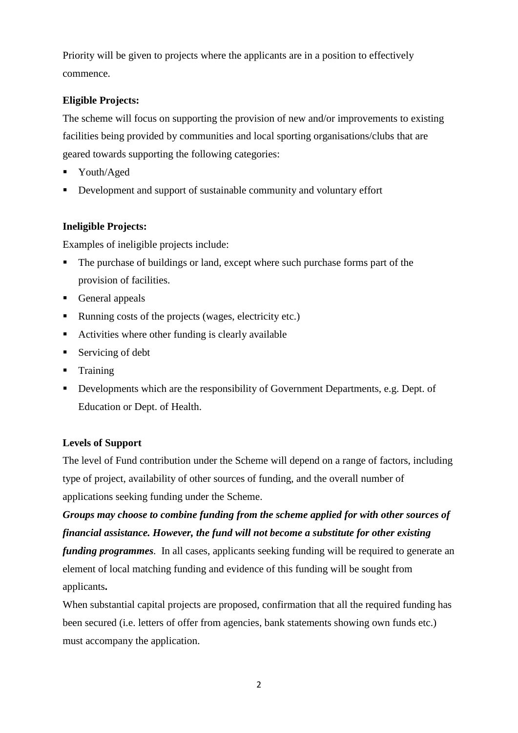Priority will be given to projects where the applicants are in a position to effectively commence.

**Eligible Projects:**

The scheme will focus on supporting the provision of new and/or improvements to existing facilities being provided by communities and local sporting organisations/clubs that are geared towards supporting the following categories:

- Youth/Aged
- Development and support of sustainable community and voluntary effort

**Ineligible Projects:**

Examples of ineligible projects include:

- The purchase of buildings or land, except where such purchase forms part of the provision of facilities.
- General appeals
- Running costs of the projects (wages, electricity etc.)
- Activities where other funding is clearly available
- Servicing of debt
- Training
- Developments which are the responsibility of Government Departments, e.g. Dept. of Education or Dept. of Health.

**Levels of Support**

The level of Fund contribution under the Scheme will depend on a range of factors, including type of project, availability of other sources of funding, and the overall number of applications seeking funding under the Scheme.

***Groups may choose to combine funding from the scheme applied for with other sources of financial assistance. However, the fund will not become a substitute for other existing funding programmes**.* In all cases, applicants seeking funding will be required to generate an element of local matching funding and evidence of this funding will be sought from applicants**.**

When substantial capital projects are proposed, confirmation that all the required funding has been secured (i.e. letters of offer from agencies, bank statements showing own funds etc.) must accompany the application.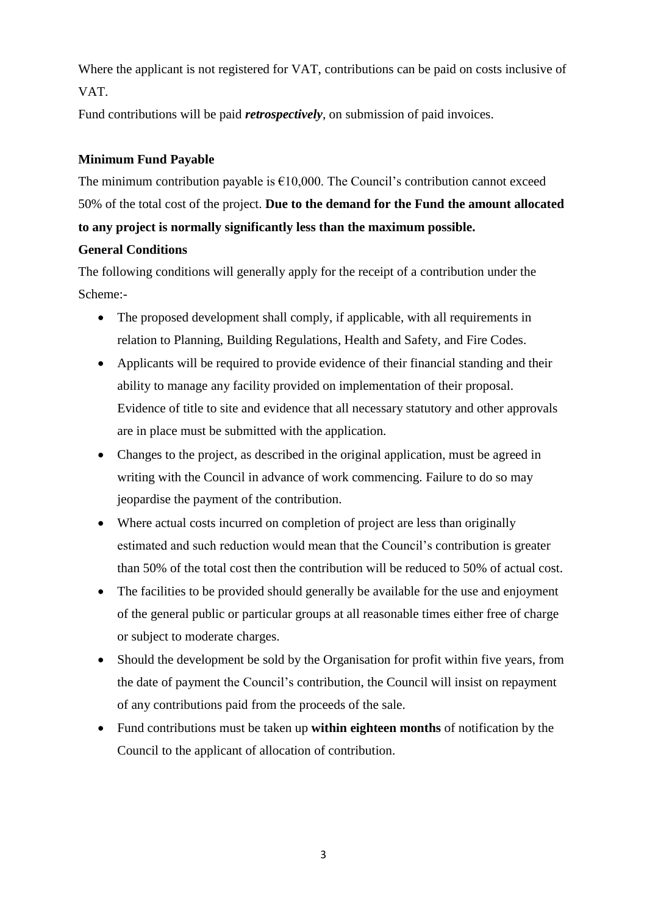Where the applicant is not registered for VAT, contributions can be paid on costs inclusive of VAT.

Fund contributions will be paid ***retrospectively***, on submission of paid invoices.

**Minimum Fund Payable**

The minimum contribution payable is €10,000. The Council's contribution cannot exceed 50% of the total cost of the project. **Due to the demand for the Fund the amount allocated to any project is normally significantly less than the maximum possible.**

**General Conditions**

The following conditions will generally apply for the receipt of a contribution under the Scheme:-

- The proposed development shall comply, if applicable, with all requirements in relation to Planning, Building Regulations, Health and Safety, and Fire Codes.
- Applicants will be required to provide evidence of their financial standing and their ability to manage any facility provided on implementation of their proposal. Evidence of title to site and evidence that all necessary statutory and other approvals are in place must be submitted with the application.
- Changes to the project, as described in the original application, must be agreed in writing with the Council in advance of work commencing. Failure to do so may jeopardise the payment of the contribution.
- Where actual costs incurred on completion of project are less than originally estimated and such reduction would mean that the Council's contribution is greater than 50% of the total cost then the contribution will be reduced to 50% of actual cost.
- The facilities to be provided should generally be available for the use and enjoyment of the general public or particular groups at all reasonable times either free of charge or subject to moderate charges.
- Should the development be sold by the Organisation for profit within five years, from the date of payment the Council's contribution, the Council will insist on repayment of any contributions paid from the proceeds of the sale.
- Fund contributions must be taken up **within eighteen months** of notification by the Council to the applicant of allocation of contribution.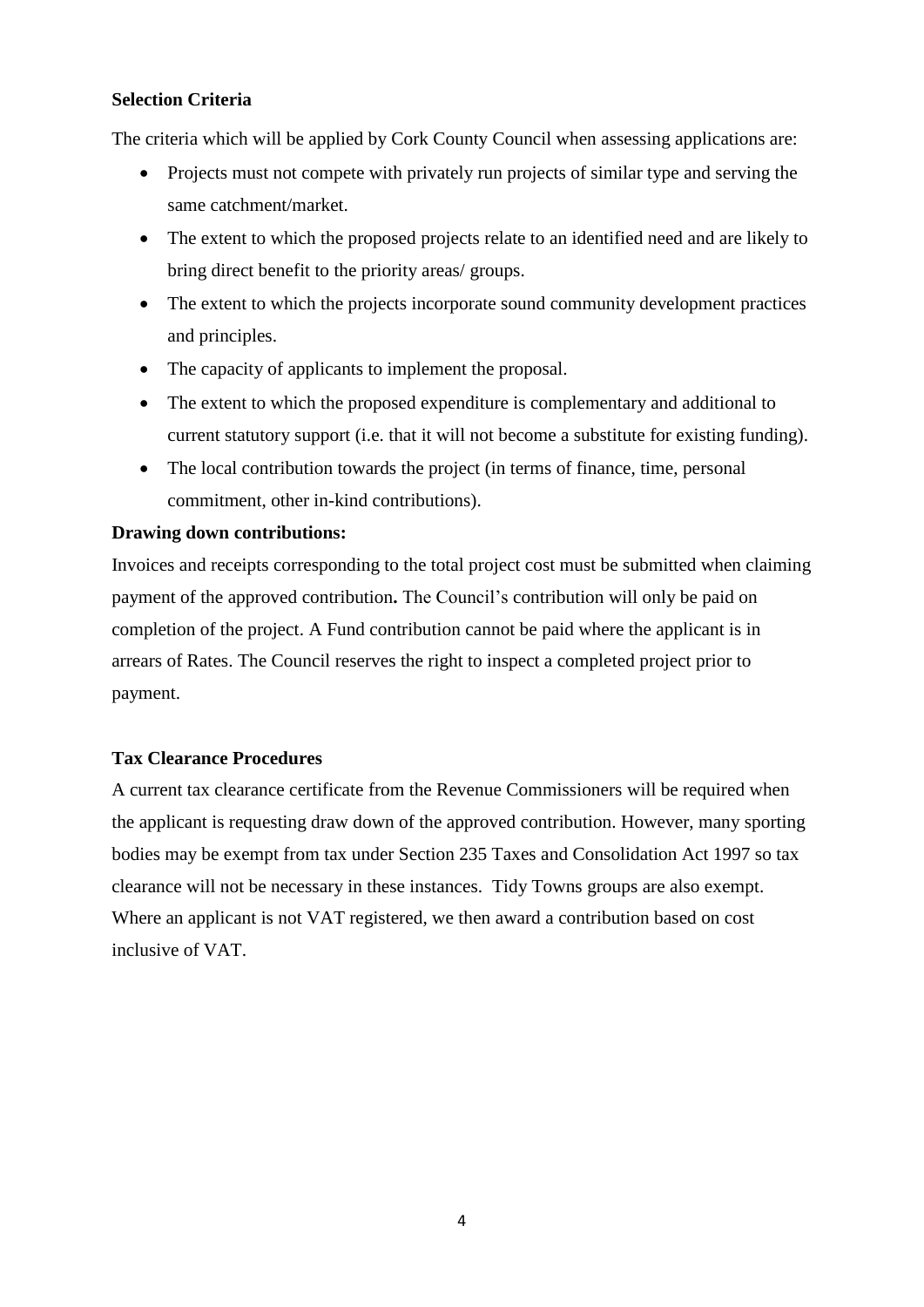**Selection Criteria**

The criteria which will be applied by Cork County Council when assessing applications are:

- Projects must not compete with privately run projects of similar type and serving the same catchment/market.
- The extent to which the proposed projects relate to an identified need and are likely to bring direct benefit to the priority areas/ groups.
- The extent to which the projects incorporate sound community development practices and principles.
- The capacity of applicants to implement the proposal.
- The extent to which the proposed expenditure is complementary and additional to current statutory support (i.e. that it will not become a substitute for existing funding).
- The local contribution towards the project (in terms of finance, time, personal commitment, other in-kind contributions).

**Drawing down contributions:**

Invoices and receipts corresponding to the total project cost must be submitted when claiming payment of the approved contribution**.** The Council's contribution will only be paid on completion of the project. A Fund contribution cannot be paid where the applicant is in arrears of Rates. The Council reserves the right to inspect a completed project prior to payment.

**Tax Clearance Procedures**

A current tax clearance certificate from the Revenue Commissioners will be required when the applicant is requesting draw down of the approved contribution. However, many sporting bodies may be exempt from tax under Section 235 Taxes and Consolidation Act 1997 so tax clearance will not be necessary in these instances. Tidy Towns groups are also exempt. Where an applicant is not VAT registered, we then award a contribution based on cost inclusive of VAT.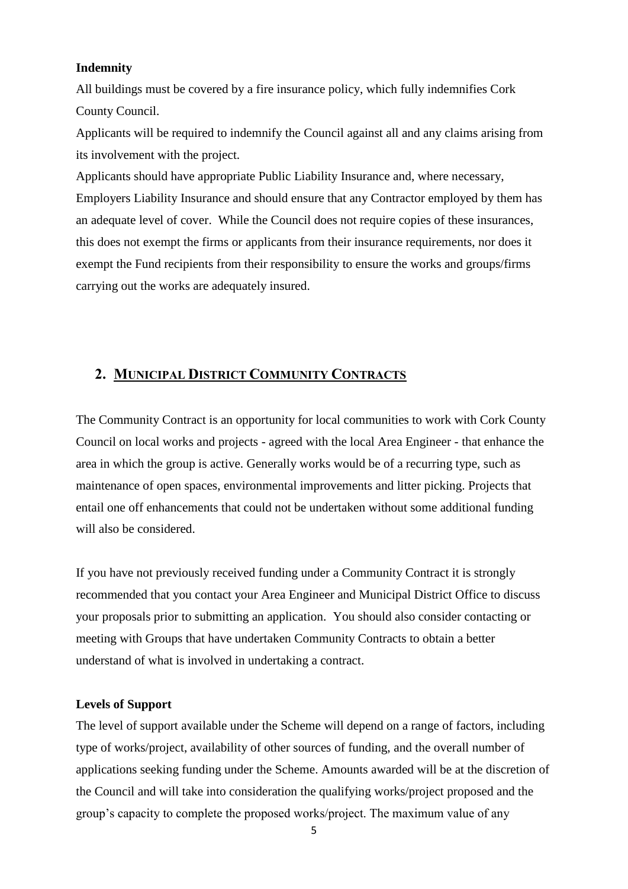**Indemnity**

All buildings must be covered by a fire insurance policy, which fully indemnifies Cork County Council.

Applicants will be required to indemnify the Council against all and any claims arising from its involvement with the project.

Applicants should have appropriate Public Liability Insurance and, where necessary, Employers Liability Insurance and should ensure that any Contractor employed by them has an adequate level of cover. While the Council does not require copies of these insurances, this does not exempt the firms or applicants from their insurance requirements, nor does it exempt the Fund recipients from their responsibility to ensure the works and groups/firms carrying out the works are adequately insured.

## 2. MUNICIPAL DISTRICT COMMUNITY CONTRACTS

The Community Contract is an opportunity for local communities to work with Cork County Council on local works and projects - agreed with the local Area Engineer - that enhance the area in which the group is active. Generally works would be of a recurring type, such as maintenance of open spaces, environmental improvements and litter picking. Projects that entail one off enhancements that could not be undertaken without some additional funding will also be considered.

If you have not previously received funding under a Community Contract it is strongly recommended that you contact your Area Engineer and Municipal District Office to discuss your proposals prior to submitting an application. You should also consider contacting or meeting with Groups that have undertaken Community Contracts to obtain a better understand of what is involved in undertaking a contract.

**Levels of Support**

The level of support available under the Scheme will depend on a range of factors, including type of works/project, availability of other sources of funding, and the overall number of applications seeking funding under the Scheme. Amounts awarded will be at the discretion of the Council and will take into consideration the qualifying works/project proposed and the group's capacity to complete the proposed works/project. The maximum value of any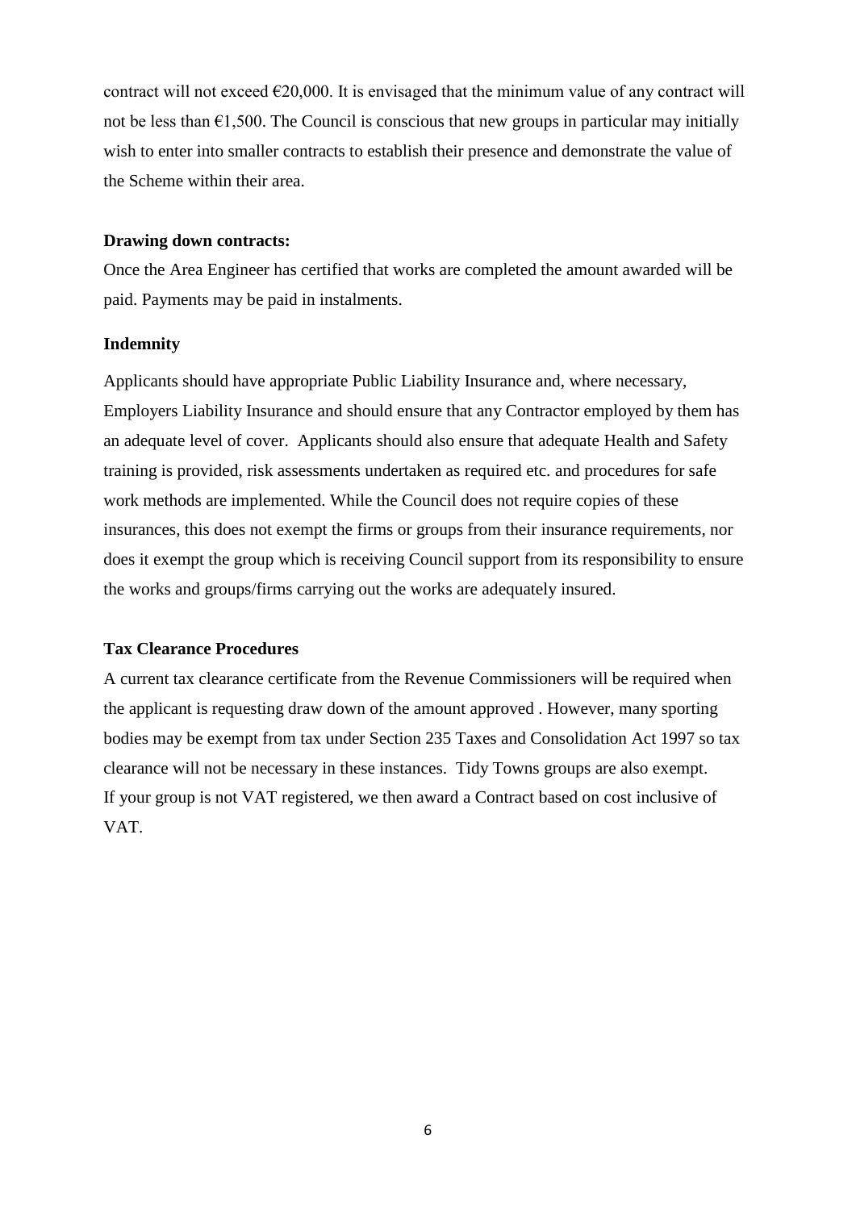contract will not exceed €20,000. It is envisaged that the minimum value of any contract will not be less than €1,500. The Council is conscious that new groups in particular may initially wish to enter into smaller contracts to establish their presence and demonstrate the value of the Scheme within their area.

**Drawing down contracts:**

Once the Area Engineer has certified that works are completed the amount awarded will be paid. Payments may be paid in instalments.

**Indemnity**

Applicants should have appropriate Public Liability Insurance and, where necessary, Employers Liability Insurance and should ensure that any Contractor employed by them has an adequate level of cover. Applicants should also ensure that adequate Health and Safety training is provided, risk assessments undertaken as required etc. and procedures for safe work methods are implemented. While the Council does not require copies of these insurances, this does not exempt the firms or groups from their insurance requirements, nor does it exempt the group which is receiving Council support from its responsibility to ensure the works and groups/firms carrying out the works are adequately insured.

**Tax Clearance Procedures**

A current tax clearance certificate from the Revenue Commissioners will be required when the applicant is requesting draw down of the amount approved . However, many sporting bodies may be exempt from tax under Section 235 Taxes and Consolidation Act 1997 so tax clearance will not be necessary in these instances. Tidy Towns groups are also exempt. If your group is not VAT registered, we then award a Contract based on cost inclusive of VAT.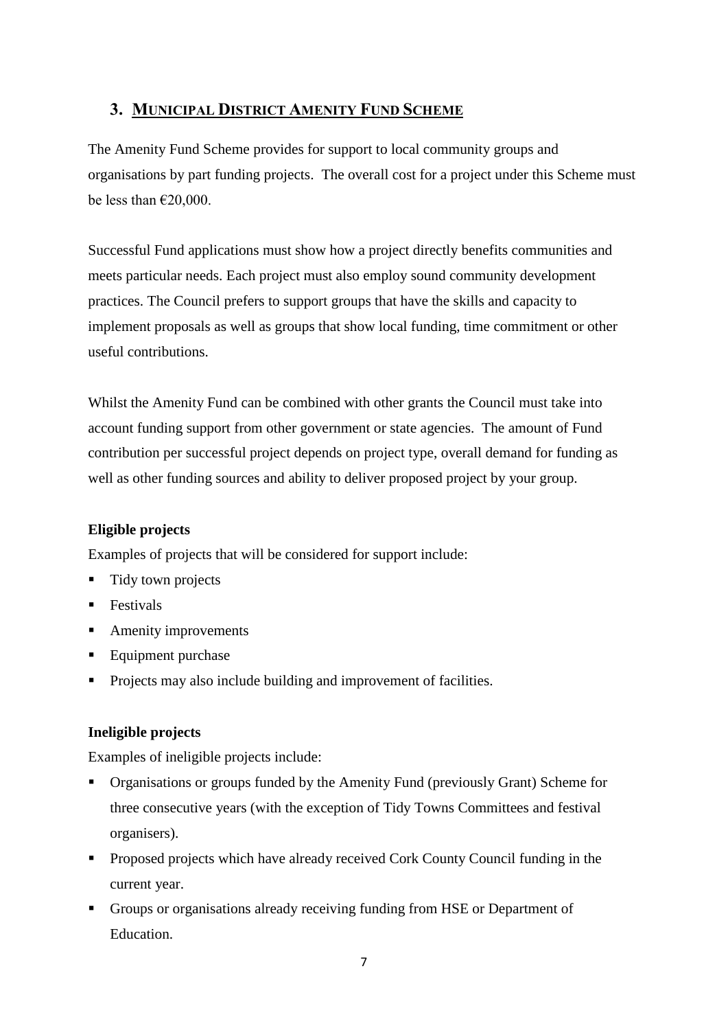## 3. Municipal District Amenity Fund Scheme

The Amenity Fund Scheme provides for support to local community groups and organisations by part funding projects. The overall cost for a project under this Scheme must be less than €20,000.

Successful Fund applications must show how a project directly benefits communities and meets particular needs. Each project must also employ sound community development practices. The Council prefers to support groups that have the skills and capacity to implement proposals as well as groups that show local funding, time commitment or other useful contributions.

Whilst the Amenity Fund can be combined with other grants the Council must take into account funding support from other government or state agencies. The amount of Fund contribution per successful project depends on project type, overall demand for funding as well as other funding sources and ability to deliver proposed project by your group.

**Eligible projects**

Examples of projects that will be considered for support include:

- Tidy town projects
- Festivals
- Amenity improvements
- Equipment purchase
- Projects may also include building and improvement of facilities.

**Ineligible projects**

Examples of ineligible projects include:

- Organisations or groups funded by the Amenity Fund (previously Grant) Scheme for three consecutive years (with the exception of Tidy Towns Committees and festival organisers).
- Proposed projects which have already received Cork County Council funding in the current year.
- Groups or organisations already receiving funding from HSE or Department of Education.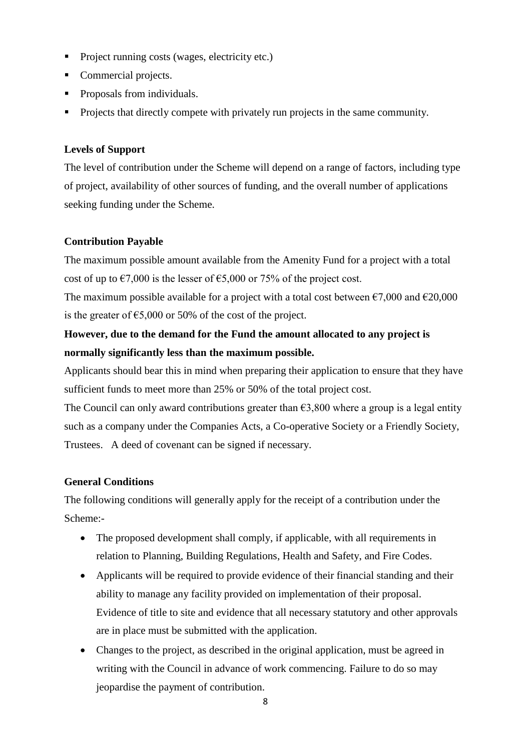- Project running costs (wages, electricity etc.)
- Commercial projects.
- Proposals from individuals.
- Projects that directly compete with privately run projects in the same community.

**Levels of Support**

The level of contribution under the Scheme will depend on a range of factors, including type of project, availability of other sources of funding, and the overall number of applications seeking funding under the Scheme.

**Contribution Payable**

The maximum possible amount available from the Amenity Fund for a project with a total cost of up to €7,000 is the lesser of €5,000 or 75% of the project cost.

The maximum possible available for a project with a total cost between €7,000 and €20,000 is the greater of €5,000 or 50% of the cost of the project.

**However, due to the demand for the Fund the amount allocated to any project is normally significantly less than the maximum possible.**

Applicants should bear this in mind when preparing their application to ensure that they have sufficient funds to meet more than 25% or 50% of the total project cost.

The Council can only award contributions greater than €3,800 where a group is a legal entity such as a company under the Companies Acts, a Co-operative Society or a Friendly Society, Trustees. A deed of covenant can be signed if necessary.

**General Conditions**

The following conditions will generally apply for the receipt of a contribution under the Scheme:-

- The proposed development shall comply, if applicable, with all requirements in relation to Planning, Building Regulations, Health and Safety, and Fire Codes.
- Applicants will be required to provide evidence of their financial standing and their ability to manage any facility provided on implementation of their proposal. Evidence of title to site and evidence that all necessary statutory and other approvals are in place must be submitted with the application.
- Changes to the project, as described in the original application, must be agreed in writing with the Council in advance of work commencing. Failure to do so may jeopardise the payment of contribution.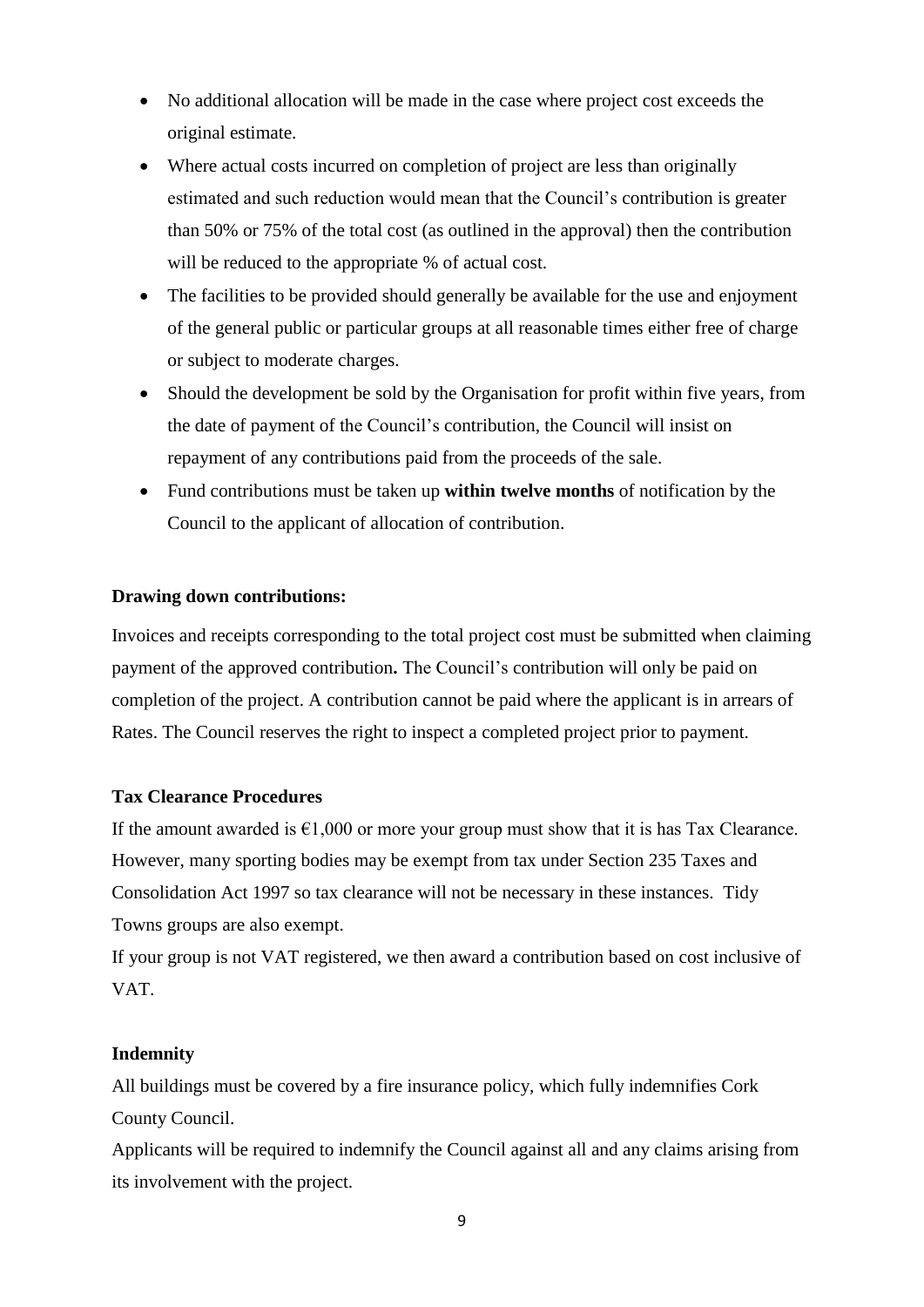- No additional allocation will be made in the case where project cost exceeds the original estimate.
- Where actual costs incurred on completion of project are less than originally estimated and such reduction would mean that the Council's contribution is greater than 50% or 75% of the total cost (as outlined in the approval) then the contribution will be reduced to the appropriate % of actual cost.
- The facilities to be provided should generally be available for the use and enjoyment of the general public or particular groups at all reasonable times either free of charge or subject to moderate charges.
- Should the development be sold by the Organisation for profit within five years, from the date of payment of the Council's contribution, the Council will insist on repayment of any contributions paid from the proceeds of the sale.
- Fund contributions must be taken up **within twelve months** of notification by the Council to the applicant of allocation of contribution.

**Drawing down contributions:**

Invoices and receipts corresponding to the total project cost must be submitted when claiming payment of the approved contribution**.** The Council's contribution will only be paid on completion of the project. A contribution cannot be paid where the applicant is in arrears of Rates. The Council reserves the right to inspect a completed project prior to payment.

**Tax Clearance Procedures**

If the amount awarded is €1,000 or more your group must show that it is has Tax Clearance. However, many sporting bodies may be exempt from tax under Section 235 Taxes and Consolidation Act 1997 so tax clearance will not be necessary in these instances. Tidy Towns groups are also exempt.

If your group is not VAT registered, we then award a contribution based on cost inclusive of VAT.

**Indemnity**

All buildings must be covered by a fire insurance policy, which fully indemnifies Cork County Council.

Applicants will be required to indemnify the Council against all and any claims arising from its involvement with the project.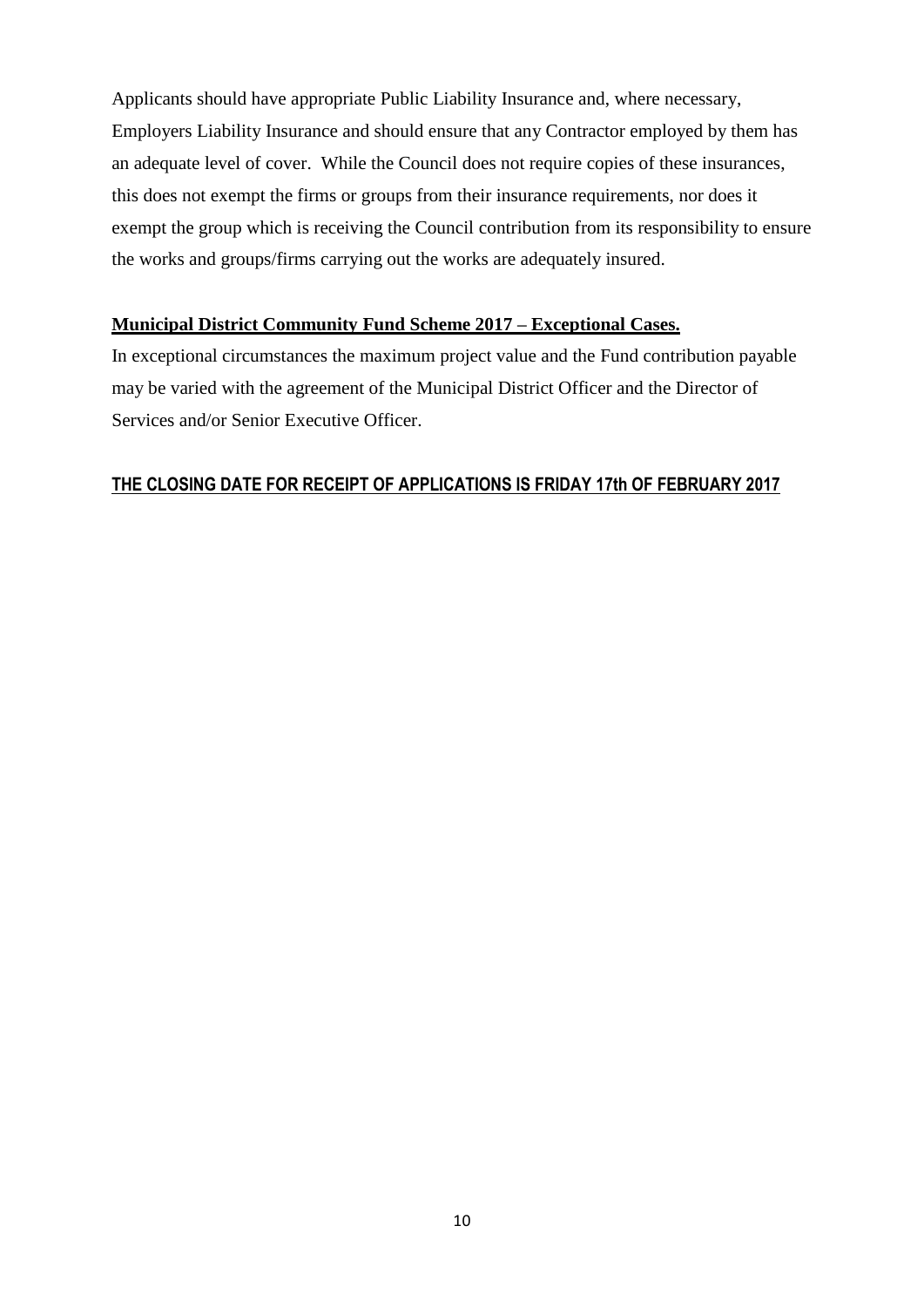Applicants should have appropriate Public Liability Insurance and, where necessary, Employers Liability Insurance and should ensure that any Contractor employed by them has an adequate level of cover. While the Council does not require copies of these insurances, this does not exempt the firms or groups from their insurance requirements, nor does it exempt the group which is receiving the Council contribution from its responsibility to ensure the works and groups/firms carrying out the works are adequately insured.

**Municipal District Community Fund Scheme 2017 – Exceptional Cases.**

In exceptional circumstances the maximum project value and the Fund contribution payable may be varied with the agreement of the Municipal District Officer and the Director of Services and/or Senior Executive Officer.

**THE CLOSING DATE FOR RECEIPT OF APPLICATIONS IS FRIDAY 17th OF FEBRUARY 2017**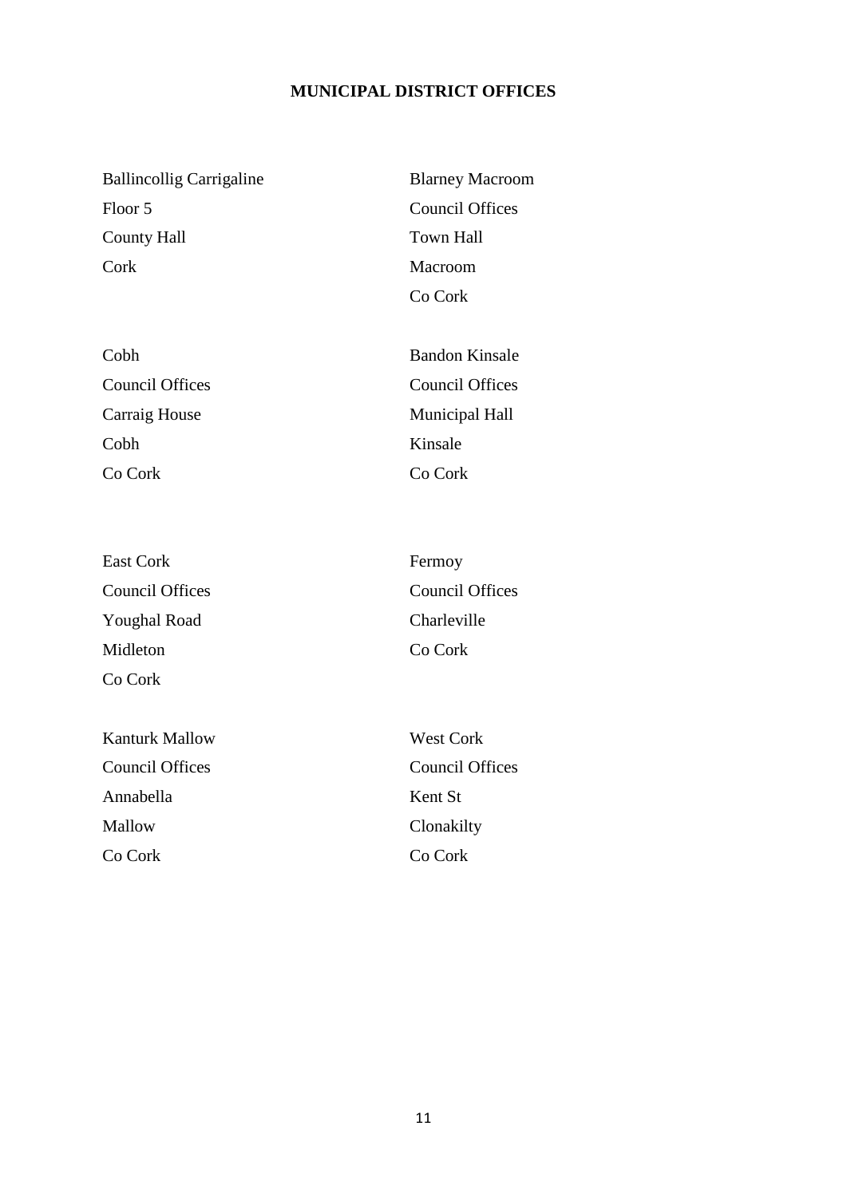## MUNICIPAL DISTRICT OFFICES

Ballincollig Carrigaline
Floor 5
County Hall
Cork

Blarney Macroom
Council Offices
Town Hall
Macroom
Co Cork

Cobh
Council Offices
Carraig House
Cobh
Co Cork

Bandon Kinsale
Council Offices
Municipal Hall
Kinsale
Co Cork

East Cork
Council Offices
Youghal Road
Midleton
Co Cork

Fermoy
Council Offices
Charleville
Co Cork

Kanturk Mallow
Council Offices
Annabella
Mallow
Co Cork

West Cork
Council Offices
Kent St
Clonakilty
Co Cork